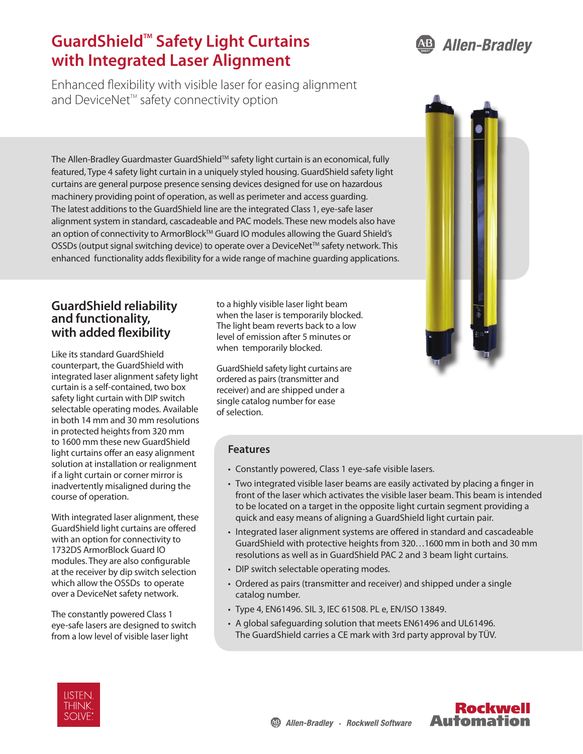# GuardShield™ Safety Light Curtains with Integrated Laser Alignment

Enhanced flexibility with visible laser for easing alignment and DeviceNet™ safety connectivity option

The Allen-Bradley Guardmaster GuardShield™ safety light curtain is an economical, fully featured, Type 4 safety light curtain in a uniquely styled housing. GuardShield safety light curtains are general purpose presence sensing devices designed for use on hazardous machinery providing point of operation, as well as perimeter and access guarding. The latest additions to the GuardShield line are the integrated Class 1, eye-safe laser alignment system in standard, cascadeable and PAC models. These new models also have an option of connectivity to ArmorBlock™ Guard IO modules allowing the Guard Shield's OSSDs (output signal switching device) to operate over a DeviceNet™ safety network. This enhanced functionality adds flexibility for a wide range of machine guarding applications.

## GuardShield reliability and functionality, with added flexibility

Like its standard GuardShield counterpart, the GuardShield with integrated laser alignment safety light curtain is a self-contained, two box safety light curtain with DIP switch selectable operating modes. Available in both 14 mm and 30 mm resolutions in protected heights from 320 mm to 1600 mm these new GuardShield light curtains offer an easy alignment solution at installation or realignment if a light curtain or corner mirror is inadvertently misaligned during the course of operation.

With integrated laser alignment, these GuardShield light curtains are offered with an option for connectivity to 1732DS ArmorBlock Guard IO modules. They are also configurable at the receiver by dip switch selection which allow the OSSDs to operate over a DeviceNet safety network.

The constantly powered Class 1 eye-safe lasers are designed to switch from a low level of visible laser light to a highly visible laser light beam when the laser is temporarily blocked. The light beam reverts back to a low level of emission after 5 minutes or when temporarily blocked.

GuardShield safety light curtains are ordered as pairs (transmitter and receiver) and are shipped under a single catalog number for ease of selection.

## Features

- Constantly powered, Class 1 eye-safe visible lasers.
- Two integrated visible laser beams are easily activated by placing a finger in front of the laser which activates the visible laser beam. This beam is intended to be located on a target in the opposite light curtain segment providing a quick and easy means of aligning a GuardShield light curtain pair.
- Integrated laser alignment systems are offered in standard and cascadeable GuardShield with protective heights from 320…1600 mm in both and 30 mm resolutions as well as in GuardShield PAC 2 and 3 beam light curtains.
- DIP switch selectable operating modes.
- Ordered as pairs (transmitter and receiver) and shipped under a single catalog number.
- Type 4, EN61496. SIL 3, IEC 61508. PL e, EN/ISO 13849.
- A global safeguarding solution that meets EN61496 and UL61496. The GuardShield carries a CE mark with 3rd party approval by TÜV.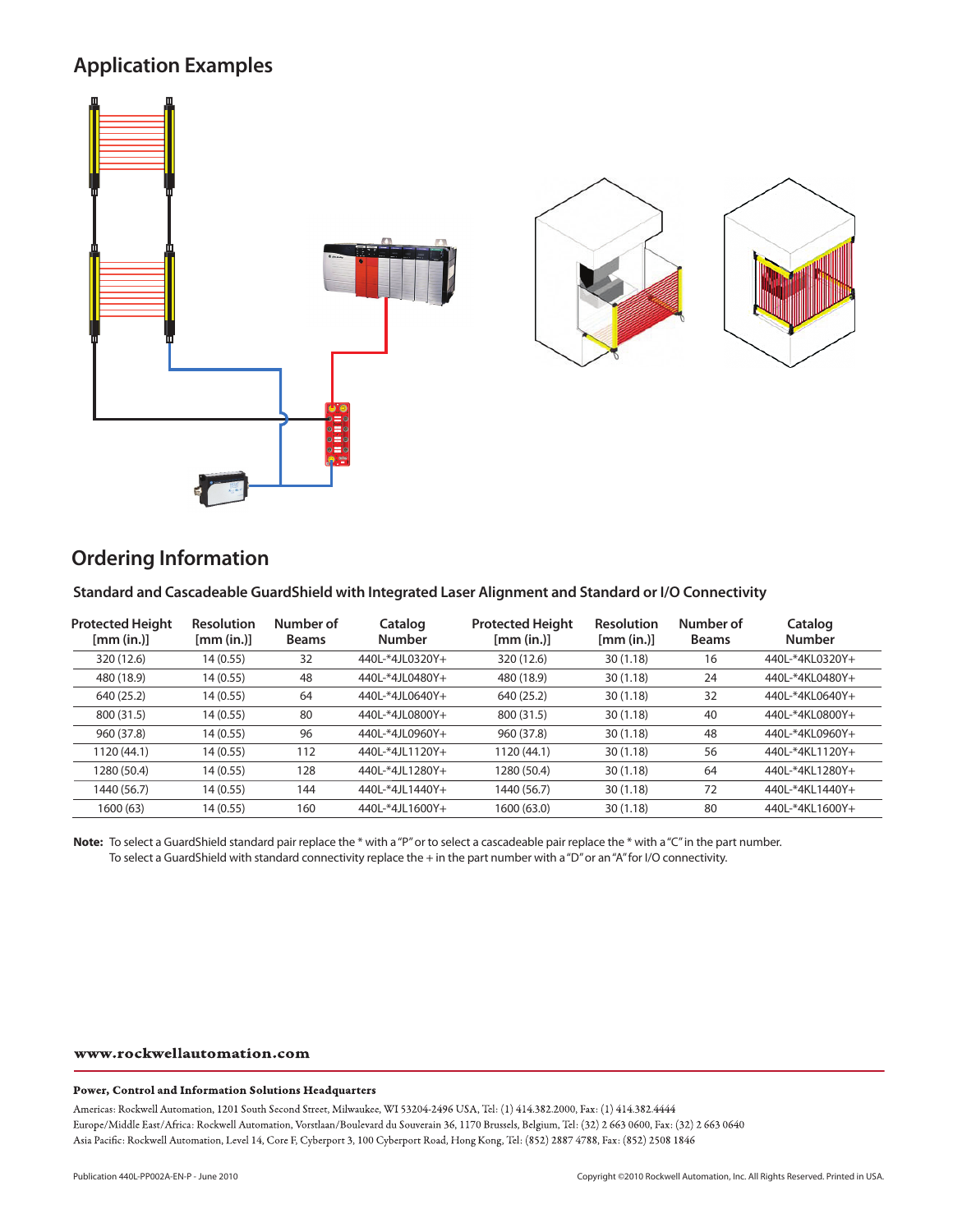## Application Examples

## Ordering Information

### Standard and Cascadeable GuardShield with Integrated Laser Alignment and Standard or I/O Connectivity

| Protected Height [mm (in.)] | Resolution [mm (in.)] | Number of Beams | Catalog Number | Protected Height [mm (in.)] | Resolution [mm (in.)] | Number of Beams | Catalog Number |
|---|---|---|---|---|---|---|---|
| 320 (12.6) | 14 (0.55) | 32 | 440L-*4JL0320Y+ | 320 (12.6) | 30 (1.18) | 16 | 440L-*4KL0320Y+ |
| 480 (18.9) | 14 (0.55) | 48 | 440L-*4JL0480Y+ | 480 (18.9) | 30 (1.18) | 24 | 440L-*4KL0480Y+ |
| 640 (25.2) | 14 (0.55) | 64 | 440L-*4JL0640Y+ | 640 (25.2) | 30 (1.18) | 32 | 440L-*4KL0640Y+ |
| 800 (31.5) | 14 (0.55) | 80 | 440L-*4JL0800Y+ | 800 (31.5) | 30 (1.18) | 40 | 440L-*4KL0800Y+ |
| 960 (37.8) | 14 (0.55) | 96 | 440L-*4JL0960Y+ | 960 (37.8) | 30 (1.18) | 48 | 440L-*4KL0960Y+ |
| 1120 (44.1) | 14 (0.55) | 112 | 440L-*4JL1120Y+ | 1120 (44.1) | 30 (1.18) | 56 | 440L-*4KL1120Y+ |
| 1280 (50.4) | 14 (0.55) | 128 | 440L-*4JL1280Y+ | 1280 (50.4) | 30 (1.18) | 64 | 440L-*4KL1280Y+ |
| 1440 (56.7) | 14 (0.55) | 144 | 440L-*4JL1440Y+ | 1440 (56.7) | 30 (1.18) | 72 | 440L-*4KL1440Y+ |
| 1600 (63) | 14 (0.55) | 160 | 440L-*4JL1600Y+ | 1600 (63.0) | 30 (1.18) | 80 | 440L-*4KL1600Y+ |

**Note:** To select a GuardShield standard pair replace the * with a "P" or to select a cascadeable pair replace the * with a "C" in the part number.
To select a GuardShield with standard connectivity replace the + in the part number with a "D" or an "A" for I/O connectivity.

**www.rockwellautomation.com**

**Power, Control and Information Solutions Headquarters**

Americas: Rockwell Automation, 1201 South Second Street, Milwaukee, WI 53204-2496 USA, Tel: (1) 414.382.2000, Fax: (1) 414.382.4444
Europe/Middle East/Africa: Rockwell Automation, Vorstlaan/Boulevard du Souverain 36, 1170 Brussels, Belgium, Tel: (32) 2 663 0600, Fax: (32) 2 663 0640
Asia Pacific: Rockwell Automation, Level 14, Core F, Cyberport 3, 100 Cyberport Road, Hong Kong, Tel: (852) 2887 4788, Fax: (852) 2508 1846

Publication 440L-PP002A-EN-P - June 2010

Copyright ©2010 Rockwell Automation, Inc. All Rights Reserved. Printed in USA.